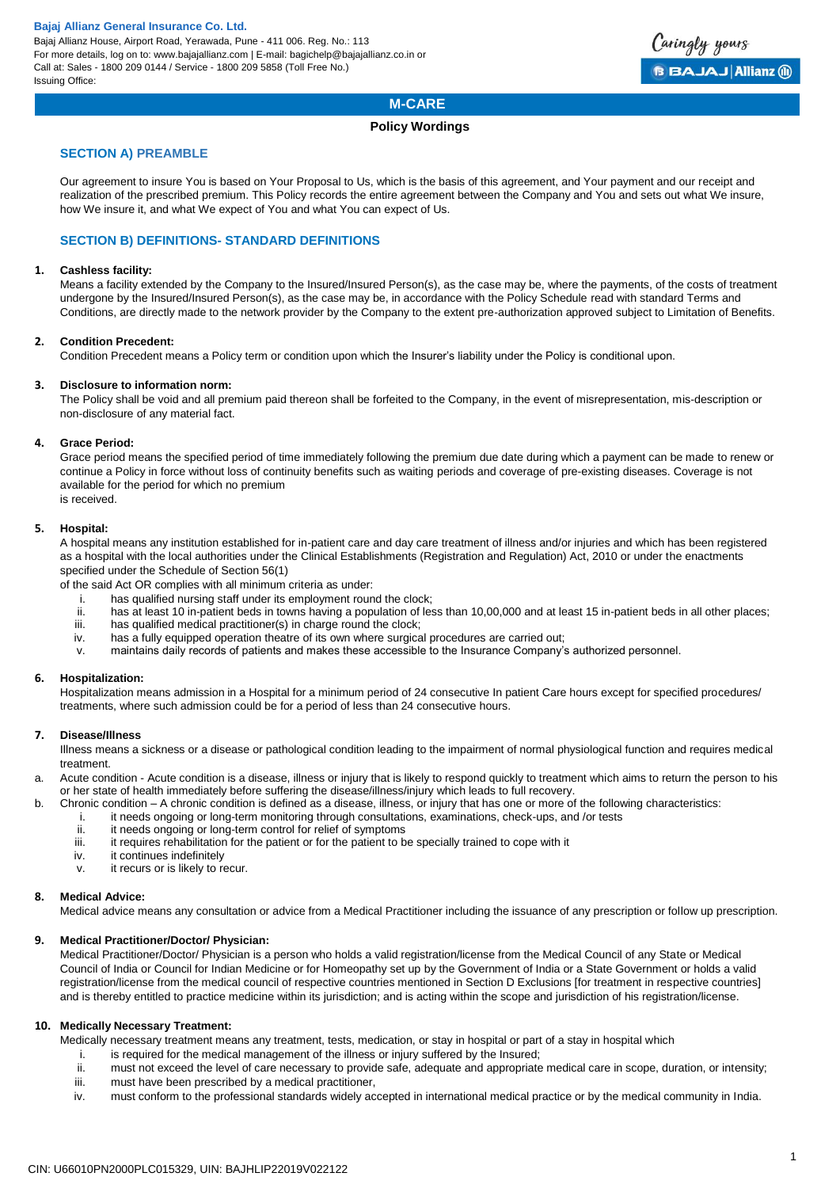**Bajaj Allianz General Insurance Co. Ltd.**
Bajaj Allianz House, Airport Road, Yerawada, Pune - 411 006. Reg. No.: 113
For more details, log on to: www.bajajallianz.com | E-mail: bagichelp@bajajallianz.co.in or
Call at: Sales - 1800 209 0144 / Service - 1800 209 5858 (Toll Free No.)
Issuing Office:

# M-CARE

## Policy Wordings

### SECTION A) PREAMBLE

Our agreement to insure You is based on Your Proposal to Us, which is the basis of this agreement, and Your payment and our receipt and realization of the prescribed premium. This Policy records the entire agreement between the Company and You and sets out what We insure, how We insure it, and what We expect of You and what You can expect of Us.

### SECTION B) DEFINITIONS- STANDARD DEFINITIONS

1. **Cashless facility:**
   Means a facility extended by the Company to the Insured/Insured Person(s), as the case may be, where the payments, of the costs of treatment undergone by the Insured/Insured Person(s), as the case may be, in accordance with the Policy Schedule read with standard Terms and Conditions, are directly made to the network provider by the Company to the extent pre-authorization approved subject to Limitation of Benefits.

2. **Condition Precedent:**
   Condition Precedent means a Policy term or condition upon which the Insurer's liability under the Policy is conditional upon.

3. **Disclosure to information norm:**
   The Policy shall be void and all premium paid thereon shall be forfeited to the Company, in the event of misrepresentation, mis-description or non-disclosure of any material fact.

4. **Grace Period:**
   Grace period means the specified period of time immediately following the premium due date during which a payment can be made to renew or continue a Policy in force without loss of continuity benefits such as waiting periods and coverage of pre-existing diseases. Coverage is not available for the period for which no premium
   is received.

5. **Hospital:**
   A hospital means any institution established for in-patient care and day care treatment of illness and/or injuries and which has been registered as a hospital with the local authorities under the Clinical Establishments (Registration and Regulation) Act, 2010 or under the enactments specified under the Schedule of Section 56(1)
   of the said Act OR complies with all minimum criteria as under:
   i. has qualified nursing staff under its employment round the clock;
   ii. has at least 10 in-patient beds in towns having a population of less than 10,00,000 and at least 15 in-patient beds in all other places;
   iii. has qualified medical practitioner(s) in charge round the clock;
   iv. has a fully equipped operation theatre of its own where surgical procedures are carried out;
   v. maintains daily records of patients and makes these accessible to the Insurance Company's authorized personnel.

6. **Hospitalization:**
   Hospitalization means admission in a Hospital for a minimum period of 24 consecutive In patient Care hours except for specified procedures/ treatments, where such admission could be for a period of less than 24 consecutive hours.

7. **Disease/Illness**
   Illness means a sickness or a disease or pathological condition leading to the impairment of normal physiological function and requires medical treatment.
   a. Acute condition - Acute condition is a disease, illness or injury that is likely to respond quickly to treatment which aims to return the person to his or her state of health immediately before suffering the disease/illness/injury which leads to full recovery.
   b. Chronic condition – A chronic condition is defined as a disease, illness, or injury that has one or more of the following characteristics:
      i. it needs ongoing or long-term monitoring through consultations, examinations, check-ups, and /or tests
      ii. it needs ongoing or long-term control for relief of symptoms
      iii. it requires rehabilitation for the patient or for the patient to be specially trained to cope with it
      iv. it continues indefinitely
      v. it recurs or is likely to recur.

8. **Medical Advice:**
   Medical advice means any consultation or advice from a Medical Practitioner including the issuance of any prescription or follow up prescription.

9. **Medical Practitioner/Doctor/ Physician:**
   Medical Practitioner/Doctor/ Physician is a person who holds a valid registration/license from the Medical Council of any State or Medical Council of India or Council for Indian Medicine or for Homeopathy set up by the Government of India or a State Government or holds a valid registration/license from the medical council of respective countries mentioned in Section D Exclusions [for treatment in respective countries] and is thereby entitled to practice medicine within its jurisdiction; and is acting within the scope and jurisdiction of his registration/license.

10. **Medically Necessary Treatment:**
    Medically necessary treatment means any treatment, tests, medication, or stay in hospital or part of a stay in hospital which
    i. is required for the medical management of the illness or injury suffered by the Insured;
    ii. must not exceed the level of care necessary to provide safe, adequate and appropriate medical care in scope, duration, or intensity;
    iii. must have been prescribed by a medical practitioner,
    iv. must conform to the professional standards widely accepted in international medical practice or by the medical community in India.

CIN: U66010PN2000PLC015329, UIN: BAJHLIP22019V022122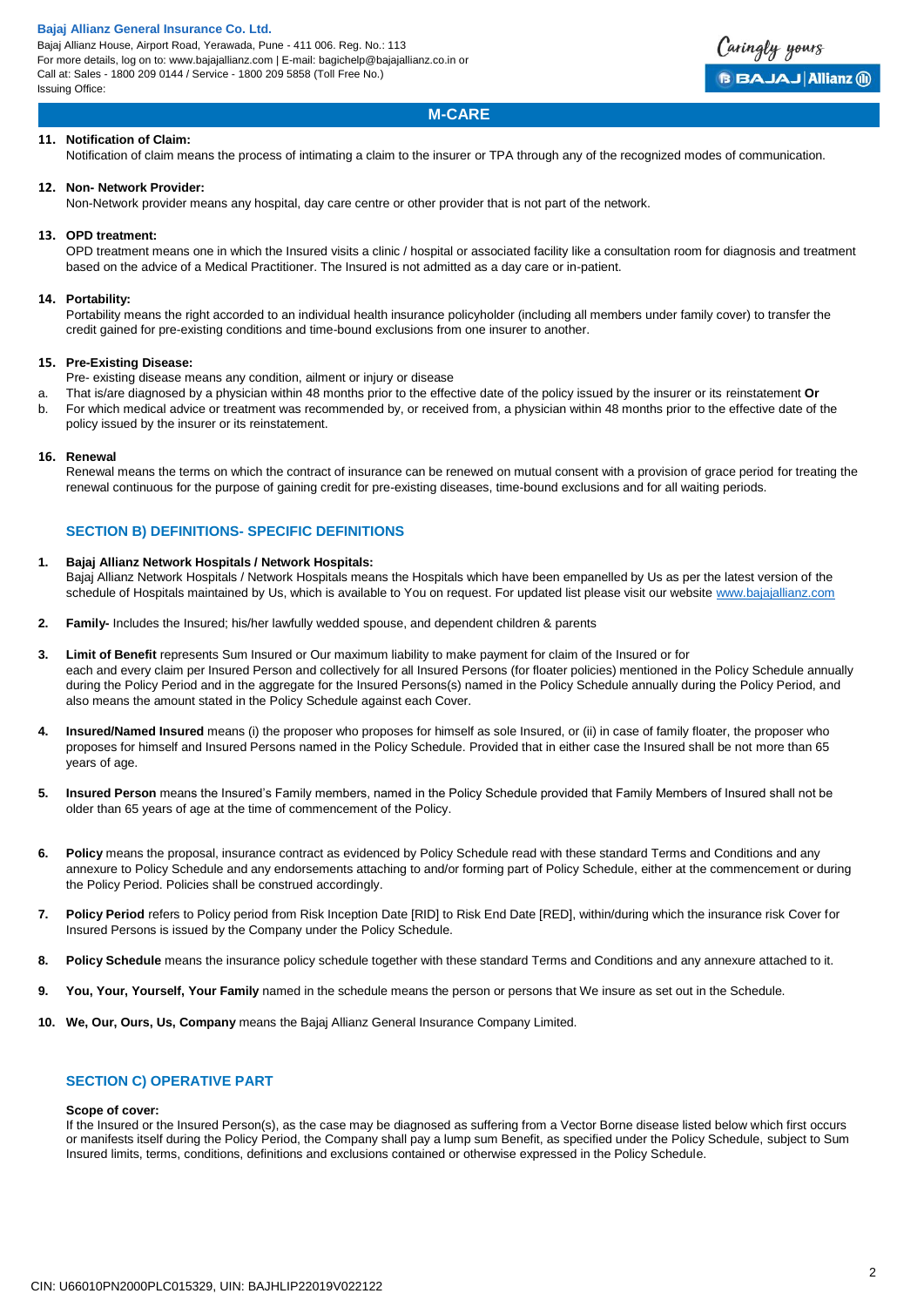11. **Notification of Claim:**
Notification of claim means the process of intimating a claim to the insurer or TPA through any of the recognized modes of communication.

12. **Non- Network Provider:**
Non-Network provider means any hospital, day care centre or other provider that is not part of the network.

13. **OPD treatment:**
OPD treatment means one in which the Insured visits a clinic / hospital or associated facility like a consultation room for diagnosis and treatment based on the advice of a Medical Practitioner. The Insured is not admitted as a day care or in-patient.

14. **Portability:**
Portability means the right accorded to an individual health insurance policyholder (including all members under family cover) to transfer the credit gained for pre-existing conditions and time-bound exclusions from one insurer to another.

15. **Pre-Existing Disease:**
Pre- existing disease means any condition, ailment or injury or disease
a. That is/are diagnosed by a physician within 48 months prior to the effective date of the policy issued by the insurer or its reinstatement **Or**
b. For which medical advice or treatment was recommended by, or received from, a physician within 48 months prior to the effective date of the policy issued by the insurer or its reinstatement.

16. **Renewal**
Renewal means the terms on which the contract of insurance can be renewed on mutual consent with a provision of grace period for treating the renewal continuous for the purpose of gaining credit for pre-existing diseases, time-bound exclusions and for all waiting periods.

## SECTION B) DEFINITIONS- SPECIFIC DEFINITIONS

1. **Bajaj Allianz Network Hospitals / Network Hospitals:**
Bajaj Allianz Network Hospitals / Network Hospitals means the Hospitals which have been empanelled by Us as per the latest version of the schedule of Hospitals maintained by Us, which is available to You on request. For updated list please visit our website www.bajajallianz.com

2. **Family-** Includes the Insured; his/her lawfully wedded spouse, and dependent children & parents

3. **Limit of Benefit** represents Sum Insured or Our maximum liability to make payment for claim of the Insured or for each and every claim per Insured Person and collectively for all Insured Persons (for floater policies) mentioned in the Policy Schedule annually during the Policy Period and in the aggregate for the Insured Persons(s) named in the Policy Schedule annually during the Policy Period, and also means the amount stated in the Policy Schedule against each Cover.

4. **Insured/Named Insured** means (i) the proposer who proposes for himself as sole Insured, or (ii) in case of family floater, the proposer who proposes for himself and Insured Persons named in the Policy Schedule. Provided that in either case the Insured shall be not more than 65 years of age.

5. **Insured Person** means the Insured's Family members, named in the Policy Schedule provided that Family Members of Insured shall not be older than 65 years of age at the time of commencement of the Policy.

6. **Policy** means the proposal, insurance contract as evidenced by Policy Schedule read with these standard Terms and Conditions and any annexure to Policy Schedule and any endorsements attaching to and/or forming part of Policy Schedule, either at the commencement or during the Policy Period. Policies shall be construed accordingly.

7. **Policy Period** refers to Policy period from Risk Inception Date [RID] to Risk End Date [RED], within/during which the insurance risk Cover for Insured Persons is issued by the Company under the Policy Schedule.

8. **Policy Schedule** means the insurance policy schedule together with these standard Terms and Conditions and any annexure attached to it.

9. **You, Your, Yourself, Your Family** named in the schedule means the person or persons that We insure as set out in the Schedule.

10. **We, Our, Ours, Us, Company** means the Bajaj Allianz General Insurance Company Limited.

## SECTION C) OPERATIVE PART

**Scope of cover:**
If the Insured or the Insured Person(s), as the case may be diagnosed as suffering from a Vector Borne disease listed below which first occurs or manifests itself during the Policy Period, the Company shall pay a lump sum Benefit, as specified under the Policy Schedule, subject to Sum Insured limits, terms, conditions, definitions and exclusions contained or otherwise expressed in the Policy Schedule.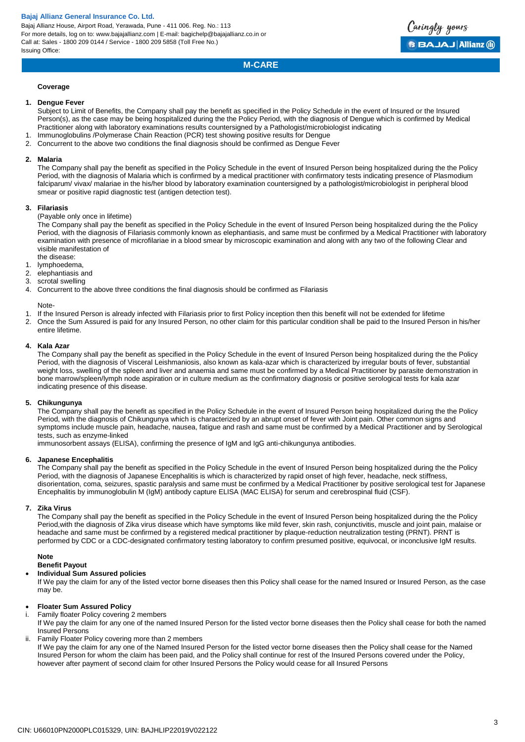## M-CARE

**Coverage**

**1. Dengue Fever**

Subject to Limit of Benefits, the Company shall pay the benefit as specified in the Policy Schedule in the event of Insured or the Insured Person(s), as the case may be being hospitalized during the the Policy Period, with the diagnosis of Dengue which is confirmed by Medical Practitioner along with laboratory examinations results countersigned by a Pathologist/microbiologist indicating

1. Immunoglobulins /Polymerase Chain Reaction (PCR) test showing positive results for Dengue
2. Concurrent to the above two conditions the final diagnosis should be confirmed as Dengue Fever

**2. Malaria**

The Company shall pay the benefit as specified in the Policy Schedule in the event of Insured Person being hospitalized during the the Policy Period, with the diagnosis of Malaria which is confirmed by a medical practitioner with confirmatory tests indicating presence of Plasmodium falciparum/ vivax/ malariae in the his/her blood by laboratory examination countersigned by a pathologist/microbiologist in peripheral blood smear or positive rapid diagnostic test (antigen detection test).

**3. Filariasis**

(Payable only once in lifetime)

The Company shall pay the benefit as specified in the Policy Schedule in the event of Insured Person being hospitalized during the the Policy Period, with the diagnosis of Filariasis commonly known as elephantiasis, and same must be confirmed by a Medical Practitioner with laboratory examination with presence of microfilariae in a blood smear by microscopic examination and along with any two of the following Clear and visible manifestation of
the disease:

1. lymphoedema,
2. elephantiasis and
3. scrotal swelling
4. Concurrent to the above three conditions the final diagnosis should be confirmed as Filariasis

Note-

1. If the Insured Person is already infected with Filariasis prior to first Policy inception then this benefit will not be extended for lifetime
2. Once the Sum Assured is paid for any Insured Person, no other claim for this particular condition shall be paid to the Insured Person in his/her entire lifetime.

**4. Kala Azar**

The Company shall pay the benefit as specified in the Policy Schedule in the event of Insured Person being hospitalized during the the Policy Period, with the diagnosis of Visceral Leishmaniosis, also known as kala-azar which is characterized by irregular bouts of fever, substantial weight loss, swelling of the spleen and liver and anaemia and same must be confirmed by a Medical Practitioner by parasite demonstration in bone marrow/spleen/lymph node aspiration or in culture medium as the confirmatory diagnosis or positive serological tests for kala azar indicating presence of this disease.

**5. Chikungunya**

The Company shall pay the benefit as specified in the Policy Schedule in the event of Insured Person being hospitalized during the the Policy Period, with the diagnosis of Chikungunya which is characterized by an abrupt onset of fever with Joint pain. Other common signs and symptoms include muscle pain, headache, nausea, fatigue and rash and same must be confirmed by a Medical Practitioner and by Serological tests, such as enzyme-linked
immunosorbent assays (ELISA), confirming the presence of IgM and IgG anti-chikungunya antibodies.

**6. Japanese Encephalitis**

The Company shall pay the benefit as specified in the Policy Schedule in the event of Insured Person being hospitalized during the the Policy Period, with the diagnosis of Japanese Encephalitis is which is characterized by rapid onset of high fever, headache, neck stiffness, disorientation, coma, seizures, spastic paralysis and same must be confirmed by a Medical Practitioner by positive serological test for Japanese Encephalitis by immunoglobulin M (IgM) antibody capture ELISA (MAC ELISA) for serum and cerebrospinal fluid (CSF).

**7. Zika Virus**

The Company shall pay the benefit as specified in the Policy Schedule in the event of Insured Person being hospitalized during the the Policy Period,with the diagnosis of Zika virus disease which have symptoms like mild fever, skin rash, conjunctivitis, muscle and joint pain, malaise or headache and same must be confirmed by a registered medical practitioner by plaque-reduction neutralization testing (PRNT). PRNT is performed by CDC or a CDC-designated confirmatory testing laboratory to confirm presumed positive, equivocal, or inconclusive IgM results.

**Note**

**Benefit Payout**

- **Individual Sum Assured policies**

  If We pay the claim for any of the listed vector borne diseases then this Policy shall cease for the named Insured or Insured Person, as the case may be.

- **Floater Sum Assured Policy**

  i. Family floater Policy covering 2 members

  If We pay the claim for any one of the named Insured Person for the listed vector borne diseases then the Policy shall cease for both the named Insured Persons

  ii. Family Floater Policy covering more than 2 members

  If We pay the claim for any one of the Named Insured Person for the listed vector borne diseases then the Policy shall cease for the Named Insured Person for whom the claim has been paid, and the Policy shall continue for rest of the Insured Persons covered under the Policy, however after payment of second claim for other Insured Persons the Policy would cease for all Insured Persons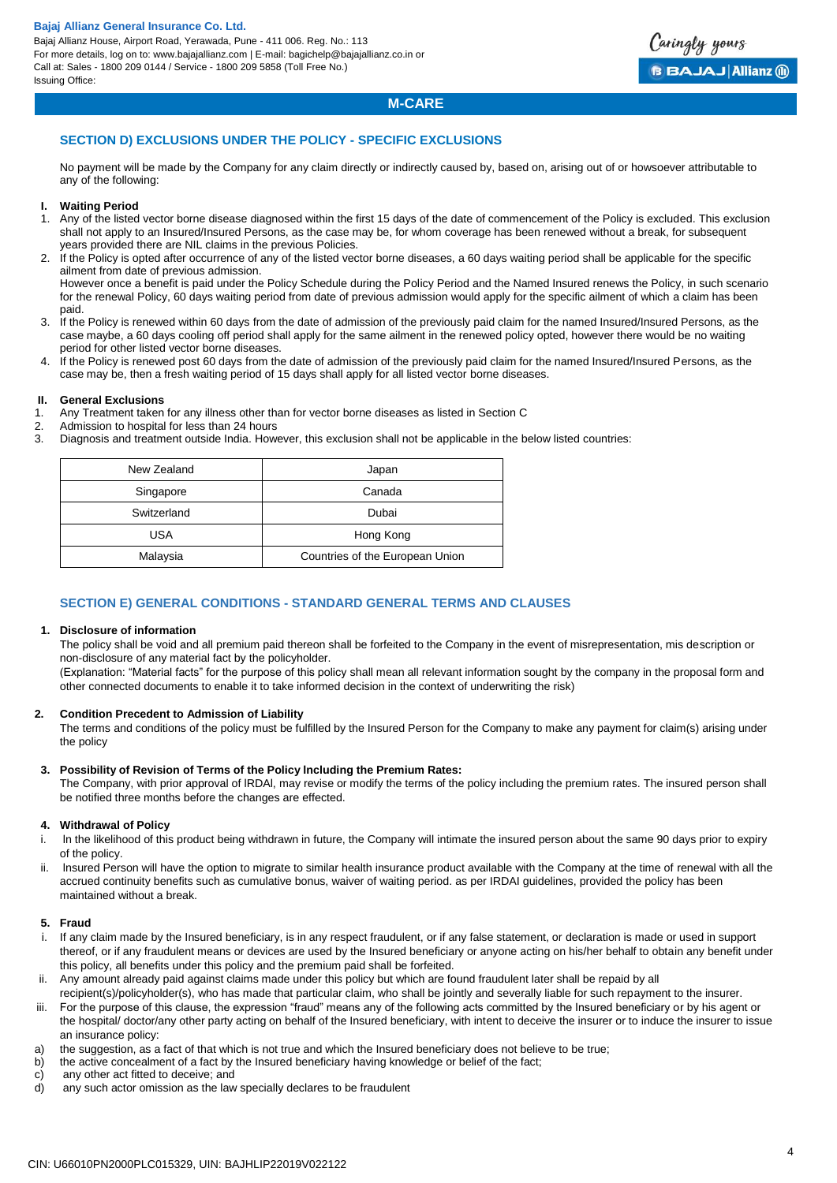## M-CARE

### SECTION D) EXCLUSIONS UNDER THE POLICY - SPECIFIC EXCLUSIONS

No payment will be made by the Company for any claim directly or indirectly caused by, based on, arising out of or howsoever attributable to any of the following:

**I. Waiting Period**

1. Any of the listed vector borne disease diagnosed within the first 15 days of the date of commencement of the Policy is excluded. This exclusion shall not apply to an Insured/Insured Persons, as the case may be, for whom coverage has been renewed without a break, for subsequent years provided there are NIL claims in the previous Policies.
2. If the Policy is opted after occurrence of any of the listed vector borne diseases, a 60 days waiting period shall be applicable for the specific ailment from date of previous admission.
   However once a benefit is paid under the Policy Schedule during the Policy Period and the Named Insured renews the Policy, in such scenario for the renewal Policy, 60 days waiting period from date of previous admission would apply for the specific ailment of which a claim has been paid.
3. If the Policy is renewed within 60 days from the date of admission of the previously paid claim for the named Insured/Insured Persons, as the case maybe, a 60 days cooling off period shall apply for the same ailment in the renewed policy opted, however there would be no waiting period for other listed vector borne diseases.
4. If the Policy is renewed post 60 days from the date of admission of the previously paid claim for the named Insured/Insured Persons, as the case may be, then a fresh waiting period of 15 days shall apply for all listed vector borne diseases.

**II. General Exclusions**

1. Any Treatment taken for any illness other than for vector borne diseases as listed in Section C
2. Admission to hospital for less than 24 hours
3. Diagnosis and treatment outside India. However, this exclusion shall not be applicable in the below listed countries:

| New Zealand | Japan |
|---|---|
| Singapore | Canada |
| Switzerland | Dubai |
| USA | Hong Kong |
| Malaysia | Countries of the European Union |

### SECTION E) GENERAL CONDITIONS - STANDARD GENERAL TERMS AND CLAUSES

**1. Disclosure of information**

The policy shall be void and all premium paid thereon shall be forfeited to the Company in the event of misrepresentation, mis description or non-disclosure of any material fact by the policyholder.

(Explanation: "Material facts" for the purpose of this policy shall mean all relevant information sought by the company in the proposal form and other connected documents to enable it to take informed decision in the context of underwriting the risk)

**2. Condition Precedent to Admission of Liability**

The terms and conditions of the policy must be fulfilled by the Insured Person for the Company to make any payment for claim(s) arising under the policy

**3. Possibility of Revision of Terms of the Policy Including the Premium Rates:**

The Company, with prior approval of IRDAI, may revise or modify the terms of the policy including the premium rates. The insured person shall be notified three months before the changes are effected.

**4. Withdrawal of Policy**

i. In the likelihood of this product being withdrawn in future, the Company will intimate the insured person about the same 90 days prior to expiry of the policy.
ii. Insured Person will have the option to migrate to similar health insurance product available with the Company at the time of renewal with all the accrued continuity benefits such as cumulative bonus, waiver of waiting period. as per IRDAI guidelines, provided the policy has been maintained without a break.

**5. Fraud**

i. If any claim made by the Insured beneficiary, is in any respect fraudulent, or if any false statement, or declaration is made or used in support thereof, or if any fraudulent means or devices are used by the Insured beneficiary or anyone acting on his/her behalf to obtain any benefit under this policy, all benefits under this policy and the premium paid shall be forfeited.
ii. Any amount already paid against claims made under this policy but which are found fraudulent later shall be repaid by all recipient(s)/policyholder(s), who has made that particular claim, who shall be jointly and severally liable for such repayment to the insurer.
iii. For the purpose of this clause, the expression "fraud" means any of the following acts committed by the Insured beneficiary or by his agent or the hospital/ doctor/any other party acting on behalf of the Insured beneficiary, with intent to deceive the insurer or to induce the insurer to issue an insurance policy:

a) the suggestion, as a fact of that which is not true and which the Insured beneficiary does not believe to be true;
b) the active concealment of a fact by the Insured beneficiary having knowledge or belief of the fact;
c) any other act fitted to deceive; and
d) any such actor omission as the law specially declares to be fraudulent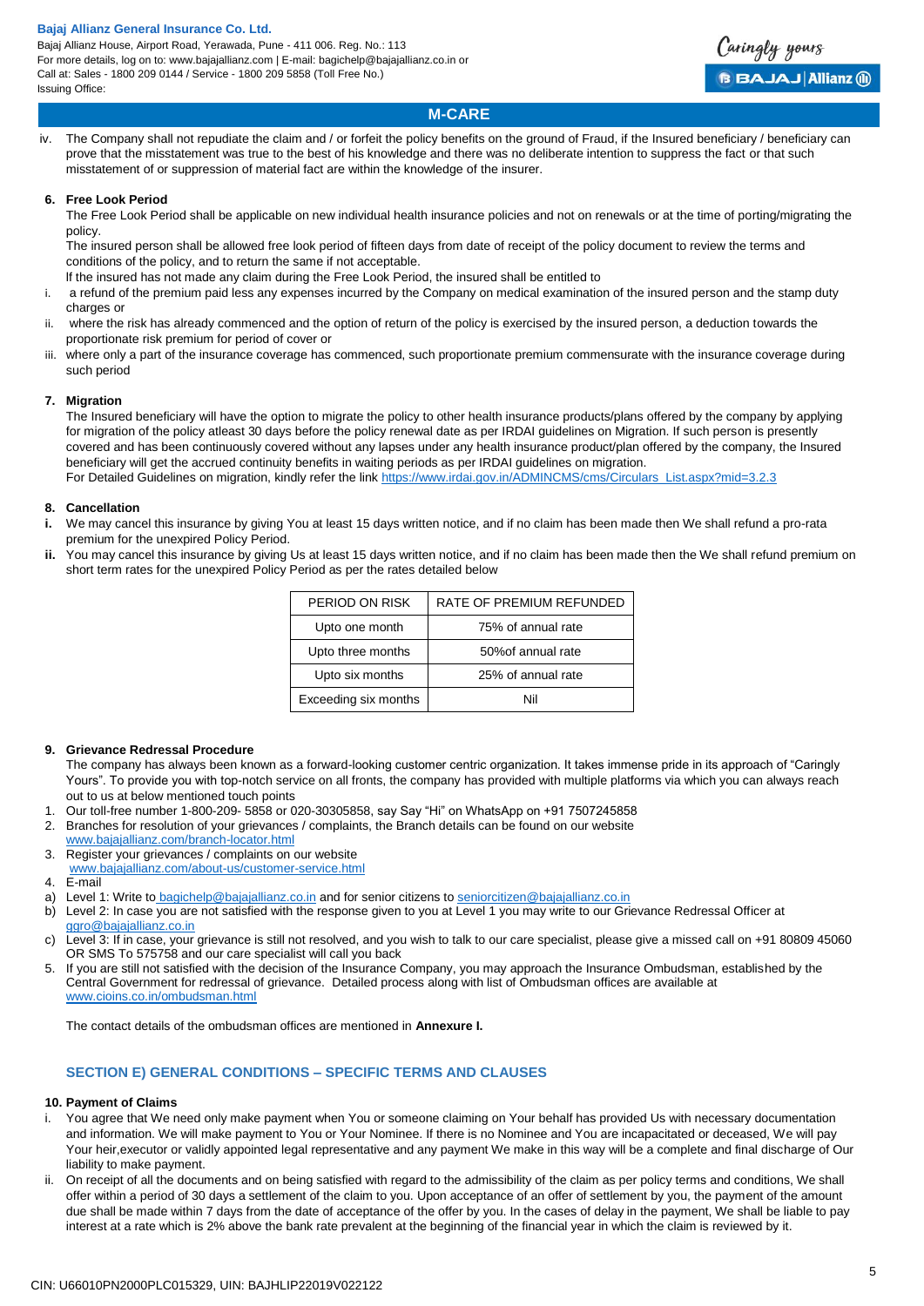## M-CARE

iv. The Company shall not repudiate the claim and / or forfeit the policy benefits on the ground of Fraud, if the Insured beneficiary / beneficiary can prove that the misstatement was true to the best of his knowledge and there was no deliberate intention to suppress the fact or that such misstatement of or suppression of material fact are within the knowledge of the insurer.

### 6. Free Look Period

The Free Look Period shall be applicable on new individual health insurance policies and not on renewals or at the time of porting/migrating the policy.

The insured person shall be allowed free look period of fifteen days from date of receipt of the policy document to review the terms and conditions of the policy, and to return the same if not acceptable.

If the insured has not made any claim during the Free Look Period, the insured shall be entitled to

i. a refund of the premium paid less any expenses incurred by the Company on medical examination of the insured person and the stamp duty charges or
ii. where the risk has already commenced and the option of return of the policy is exercised by the insured person, a deduction towards the proportionate risk premium for period of cover or
iii. where only a part of the insurance coverage has commenced, such proportionate premium commensurate with the insurance coverage during such period

### 7. Migration

The Insured beneficiary will have the option to migrate the policy to other health insurance products/plans offered by the company by applying for migration of the policy atleast 30 days before the policy renewal date as per IRDAI guidelines on Migration. If such person is presently covered and has been continuously covered without any lapses under any health insurance product/plan offered by the company, the Insured beneficiary will get the accrued continuity benefits in waiting periods as per IRDAI guidelines on migration.

For Detailed Guidelines on migration, kindly refer the link https://www.irdai.gov.in/ADMINCMS/cms/Circulars_List.aspx?mid=3.2.3

### 8. Cancellation

**i.** We may cancel this insurance by giving You at least 15 days written notice, and if no claim has been made then We shall refund a pro-rata premium for the unexpired Policy Period.

**ii.** You may cancel this insurance by giving Us at least 15 days written notice, and if no claim has been made then the We shall refund premium on short term rates for the unexpired Policy Period as per the rates detailed below

| PERIOD ON RISK | RATE OF PREMIUM REFUNDED |
|---|---|
| Upto one month | 75% of annual rate |
| Upto three months | 50%of annual rate |
| Upto six months | 25% of annual rate |
| Exceeding six months | Nil |

### 9. Grievance Redressal Procedure

The company has always been known as a forward-looking customer centric organization. It takes immense pride in its approach of "Caringly Yours". To provide you with top-notch service on all fronts, the company has provided with multiple platforms via which you can always reach out to us at below mentioned touch points

1. Our toll-free number 1-800-209- 5858 or 020-30305858, say Say "Hi" on WhatsApp on +91 7507245858
2. Branches for resolution of your grievances / complaints, the Branch details can be found on our website www.bajajallianz.com/branch-locator.html
3. Register your grievances / complaints on our website www.bajajallianz.com/about-us/customer-service.html
4. E-mail

a) Level 1: Write to bagichelp@bajajallianz.co.in and for senior citizens to seniorcitizen@bajajallianz.co.in

b) Level 2: In case you are not satisfied with the response given to you at Level 1 you may write to our Grievance Redressal Officer at ggro@bajajallianz.co.in

c) Level 3: If in case, your grievance is still not resolved, and you wish to talk to our care specialist, please give a missed call on +91 80809 45060 OR SMS To 575758 and our care specialist will call you back

5. If you are still not satisfied with the decision of the Insurance Company, you may approach the Insurance Ombudsman, established by the Central Government for redressal of grievance. Detailed process along with list of Ombudsman offices are available at www.cioins.co.in/ombudsman.html

The contact details of the ombudsman offices are mentioned in **Annexure I.**

## SECTION E) GENERAL CONDITIONS – SPECIFIC TERMS AND CLAUSES

### 10. Payment of Claims

i. You agree that We need only make payment when You or someone claiming on Your behalf has provided Us with necessary documentation and information. We will make payment to You or Your Nominee. If there is no Nominee and You are incapacitated or deceased, We will pay Your heir,executor or validly appointed legal representative and any payment We make in this way will be a complete and final discharge of Our liability to make payment.

ii. On receipt of all the documents and on being satisfied with regard to the admissibility of the claim as per policy terms and conditions, We shall offer within a period of 30 days a settlement of the claim to you. Upon acceptance of an offer of settlement by you, the payment of the amount due shall be made within 7 days from the date of acceptance of the offer by you. In the cases of delay in the payment, We shall be liable to pay interest at a rate which is 2% above the bank rate prevalent at the beginning of the financial year in which the claim is reviewed by it.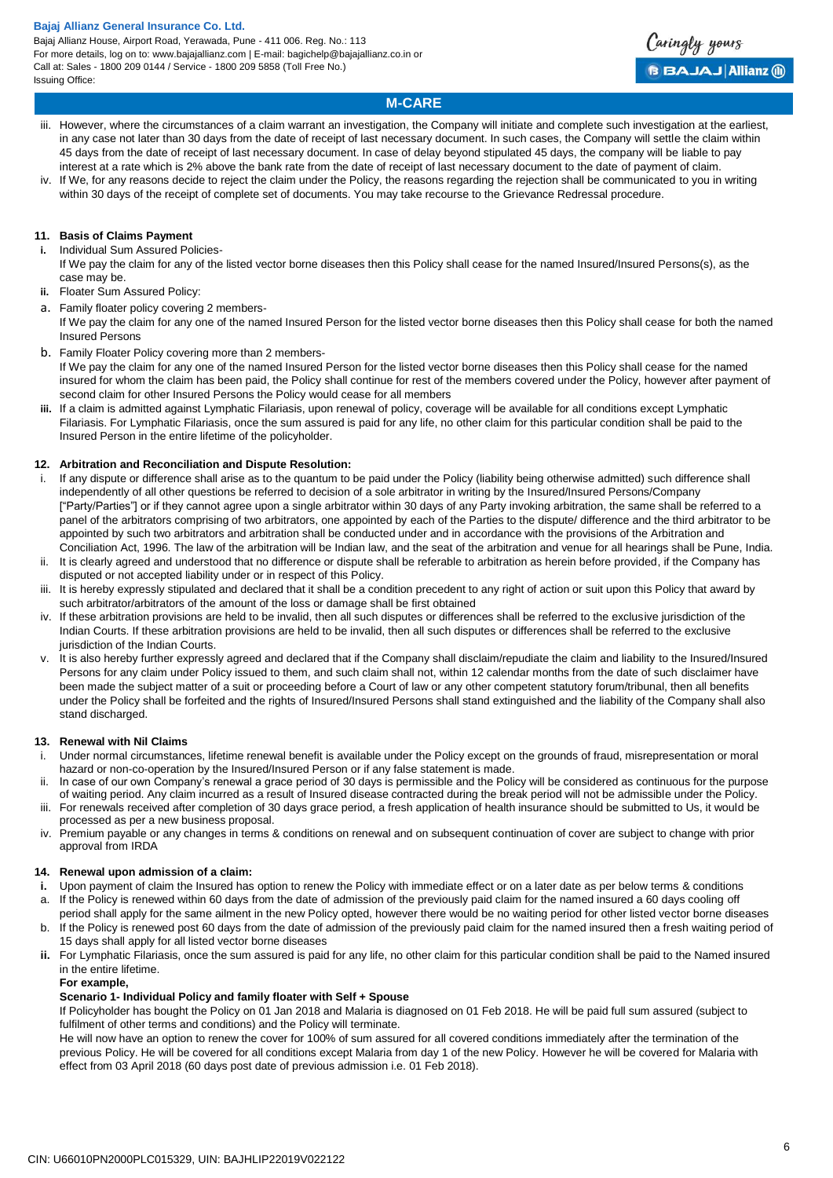iii. However, where the circumstances of a claim warrant an investigation, the Company will initiate and complete such investigation at the earliest, in any case not later than 30 days from the date of receipt of last necessary document. In such cases, the Company will settle the claim within 45 days from the date of receipt of last necessary document. In case of delay beyond stipulated 45 days, the company will be liable to pay interest at a rate which is 2% above the bank rate from the date of receipt of last necessary document to the date of payment of claim.

iv. If We, for any reasons decide to reject the claim under the Policy, the reasons regarding the rejection shall be communicated to you in writing within 30 days of the receipt of complete set of documents. You may take recourse to the Grievance Redressal procedure.

**11. Basis of Claims Payment**

**i.** Individual Sum Assured Policies-
If We pay the claim for any of the listed vector borne diseases then this Policy shall cease for the named Insured/Insured Persons(s), as the case may be.

**ii.** Floater Sum Assured Policy:

a. Family floater policy covering 2 members-
If We pay the claim for any one of the named Insured Person for the listed vector borne diseases then this Policy shall cease for both the named Insured Persons

b. Family Floater Policy covering more than 2 members-
If We pay the claim for any one of the named Insured Person for the listed vector borne diseases then this Policy shall cease for the named insured for whom the claim has been paid, the Policy shall continue for rest of the members covered under the Policy, however after payment of second claim for other Insured Persons the Policy would cease for all members

**iii.** If a claim is admitted against Lymphatic Filariasis, upon renewal of policy, coverage will be available for all conditions except Lymphatic Filariasis. For Lymphatic Filariasis, once the sum assured is paid for any life, no other claim for this particular condition shall be paid to the Insured Person in the entire lifetime of the policyholder.

**12. Arbitration and Reconciliation and Dispute Resolution:**

i. If any dispute or difference shall arise as to the quantum to be paid under the Policy (liability being otherwise admitted) such difference shall independently of all other questions be referred to decision of a sole arbitrator in writing by the Insured/Insured Persons/Company ["Party/Parties"] or if they cannot agree upon a single arbitrator within 30 days of any Party invoking arbitration, the same shall be referred to a panel of the arbitrators comprising of two arbitrators, one appointed by each of the Parties to the dispute/ difference and the third arbitrator to be appointed by such two arbitrators and arbitration shall be conducted under and in accordance with the provisions of the Arbitration and Conciliation Act, 1996. The law of the arbitration will be Indian law, and the seat of the arbitration and venue for all hearings shall be Pune, India.

ii. It is clearly agreed and understood that no difference or dispute shall be referable to arbitration as herein before provided, if the Company has disputed or not accepted liability under or in respect of this Policy.

iii. It is hereby expressly stipulated and declared that it shall be a condition precedent to any right of action or suit upon this Policy that award by such arbitrator/arbitrators of the amount of the loss or damage shall be first obtained

iv. If these arbitration provisions are held to be invalid, then all such disputes or differences shall be referred to the exclusive jurisdiction of the Indian Courts. If these arbitration provisions are held to be invalid, then all such disputes or differences shall be referred to the exclusive jurisdiction of the Indian Courts.

v. It is also hereby further expressly agreed and declared that if the Company shall disclaim/repudiate the claim and liability to the Insured/Insured Persons for any claim under Policy issued to them, and such claim shall not, within 12 calendar months from the date of such disclaimer have been made the subject matter of a suit or proceeding before a Court of law or any other competent statutory forum/tribunal, then all benefits under the Policy shall be forfeited and the rights of Insured/Insured Persons shall stand extinguished and the liability of the Company shall also stand discharged.

**13. Renewal with Nil Claims**

i. Under normal circumstances, lifetime renewal benefit is available under the Policy except on the grounds of fraud, misrepresentation or moral hazard or non-co-operation by the Insured/Insured Person or if any false statement is made.

ii. In case of our own Company's renewal a grace period of 30 days is permissible and the Policy will be considered as continuous for the purpose of waiting period. Any claim incurred as a result of Insured disease contracted during the break period will not be admissible under the Policy.

iii. For renewals received after completion of 30 days grace period, a fresh application of health insurance should be submitted to Us, it would be processed as per a new business proposal.

iv. Premium payable or any changes in terms & conditions on renewal and on subsequent continuation of cover are subject to change with prior approval from IRDA

**14. Renewal upon admission of a claim:**

**i.** Upon payment of claim the Insured has option to renew the Policy with immediate effect or on a later date as per below terms & conditions

a. If the Policy is renewed within 60 days from the date of admission of the previously paid claim for the named insured a 60 days cooling off period shall apply for the same ailment in the new Policy opted, however there would be no waiting period for other listed vector borne diseases

b. If the Policy is renewed post 60 days from the date of admission of the previously paid claim for the named insured then a fresh waiting period of 15 days shall apply for all listed vector borne diseases

**ii.** For Lymphatic Filariasis, once the sum assured is paid for any life, no other claim for this particular condition shall be paid to the Named insured in the entire lifetime.

**For example,**

**Scenario 1- Individual Policy and family floater with Self + Spouse**

If Policyholder has bought the Policy on 01 Jan 2018 and Malaria is diagnosed on 01 Feb 2018. He will be paid full sum assured (subject to fulfilment of other terms and conditions) and the Policy will terminate.

He will now have an option to renew the cover for 100% of sum assured for all covered conditions immediately after the termination of the previous Policy. He will be covered for all conditions except Malaria from day 1 of the new Policy. However he will be covered for Malaria with effect from 03 April 2018 (60 days post date of previous admission i.e. 01 Feb 2018).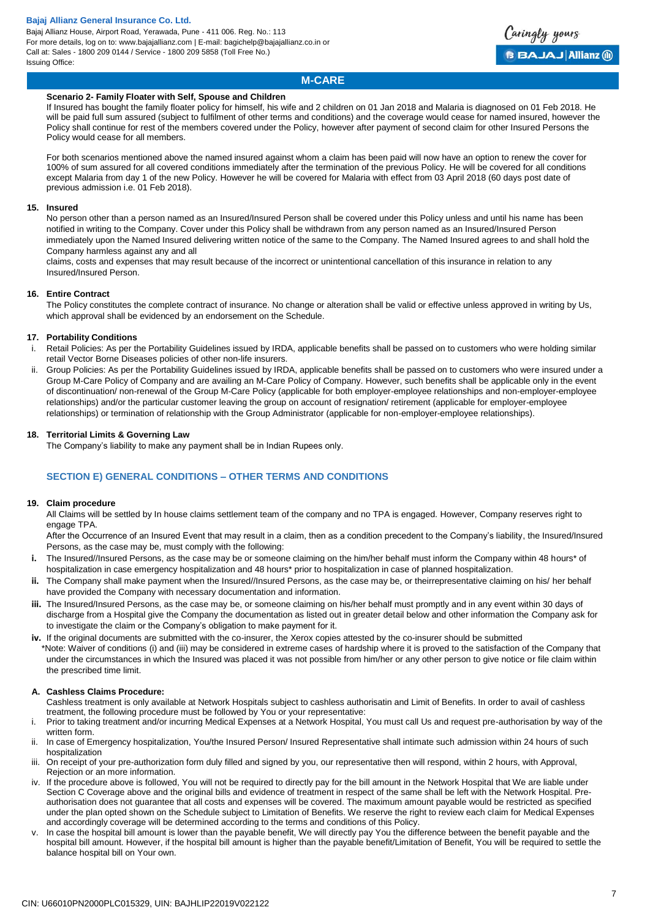## M-CARE

**Scenario 2- Family Floater with Self, Spouse and Children**

If Insured has bought the family floater policy for himself, his wife and 2 children on 01 Jan 2018 and Malaria is diagnosed on 01 Feb 2018. He will be paid full sum assured (subject to fulfilment of other terms and conditions) and the coverage would cease for named insured, however the Policy shall continue for rest of the members covered under the Policy, however after payment of second claim for other Insured Persons the Policy would cease for all members.

For both scenarios mentioned above the named insured against whom a claim has been paid will now have an option to renew the cover for 100% of sum assured for all covered conditions immediately after the termination of the previous Policy. He will be covered for all conditions except Malaria from day 1 of the new Policy. However he will be covered for Malaria with effect from 03 April 2018 (60 days post date of previous admission i.e. 01 Feb 2018).

**15. Insured**

No person other than a person named as an Insured/Insured Person shall be covered under this Policy unless and until his name has been notified in writing to the Company. Cover under this Policy shall be withdrawn from any person named as an Insured/Insured Person immediately upon the Named Insured delivering written notice of the same to the Company. The Named Insured agrees to and shall hold the Company harmless against any and all

claims, costs and expenses that may result because of the incorrect or unintentional cancellation of this insurance in relation to any Insured/Insured Person.

**16. Entire Contract**

The Policy constitutes the complete contract of insurance. No change or alteration shall be valid or effective unless approved in writing by Us, which approval shall be evidenced by an endorsement on the Schedule.

**17. Portability Conditions**

i. Retail Policies: As per the Portability Guidelines issued by IRDA, applicable benefits shall be passed on to customers who were holding similar retail Vector Borne Diseases policies of other non-life insurers.

ii. Group Policies: As per the Portability Guidelines issued by IRDA, applicable benefits shall be passed on to customers who were insured under a Group M-Care Policy of Company and are availing an M-Care Policy of Company. However, such benefits shall be applicable only in the event of discontinuation/ non-renewal of the Group M-Care Policy (applicable for both employer-employee relationships and non-employer-employee relationships) and/or the particular customer leaving the group on account of resignation/ retirement (applicable for employer-employee relationships) or termination of relationship with the Group Administrator (applicable for non-employer-employee relationships).

**18. Territorial Limits & Governing Law**

The Company's liability to make any payment shall be in Indian Rupees only.

### SECTION E) GENERAL CONDITIONS – OTHER TERMS AND CONDITIONS

**19. Claim procedure**

All Claims will be settled by In house claims settlement team of the company and no TPA is engaged. However, Company reserves right to engage TPA.

After the Occurrence of an Insured Event that may result in a claim, then as a condition precedent to the Company's liability, the Insured/Insured Persons, as the case may be, must comply with the following:

**i.** The Insured//Insured Persons, as the case may be or someone claiming on the him/her behalf must inform the Company within 48 hours* of hospitalization in case emergency hospitalization and 48 hours* prior to hospitalization in case of planned hospitalization.

**ii.** The Company shall make payment when the Insured//Insured Persons, as the case may be, or theirrepresentative claiming on his/ her behalf have provided the Company with necessary documentation and information.

**iii.** The Insured/Insured Persons, as the case may be, or someone claiming on his/her behalf must promptly and in any event within 30 days of discharge from a Hospital give the Company the documentation as listed out in greater detail below and other information the Company ask for to investigate the claim or the Company's obligation to make payment for it.

**iv.** If the original documents are submitted with the co-insurer, the Xerox copies attested by the co-insurer should be submitted

*Note: Waiver of conditions (i) and (iii) may be considered in extreme cases of hardship where it is proved to the satisfaction of the Company that under the circumstances in which the Insured was placed it was not possible from him/her or any other person to give notice or file claim within the prescribed time limit.

**A. Cashless Claims Procedure:**

Cashless treatment is only available at Network Hospitals subject to cashless authorisatin and Limit of Benefits. In order to avail of cashless treatment, the following procedure must be followed by You or your representative:

i. Prior to taking treatment and/or incurring Medical Expenses at a Network Hospital, You must call Us and request pre-authorisation by way of the written form.

ii. In case of Emergency hospitalization, You/the Insured Person/ Insured Representative shall intimate such admission within 24 hours of such hospitalization

iii. On receipt of your pre-authorization form duly filled and signed by you, our representative then will respond, within 2 hours, with Approval, Rejection or an more information.

iv. If the procedure above is followed, You will not be required to directly pay for the bill amount in the Network Hospital that We are liable under Section C Coverage above and the original bills and evidence of treatment in respect of the same shall be left with the Network Hospital. Pre-authorisation does not guarantee that all costs and expenses will be covered. The maximum amount payable would be restricted as specified under the plan opted shown on the Schedule subject to Limitation of Benefits. We reserve the right to review each claim for Medical Expenses and accordingly coverage will be determined according to the terms and conditions of this Policy.

v. In case the hospital bill amount is lower than the payable benefit, We will directly pay You the difference between the benefit payable and the hospital bill amount. However, if the hospital bill amount is higher than the payable benefit/Limitation of Benefit, You will be required to settle the balance hospital bill on Your own.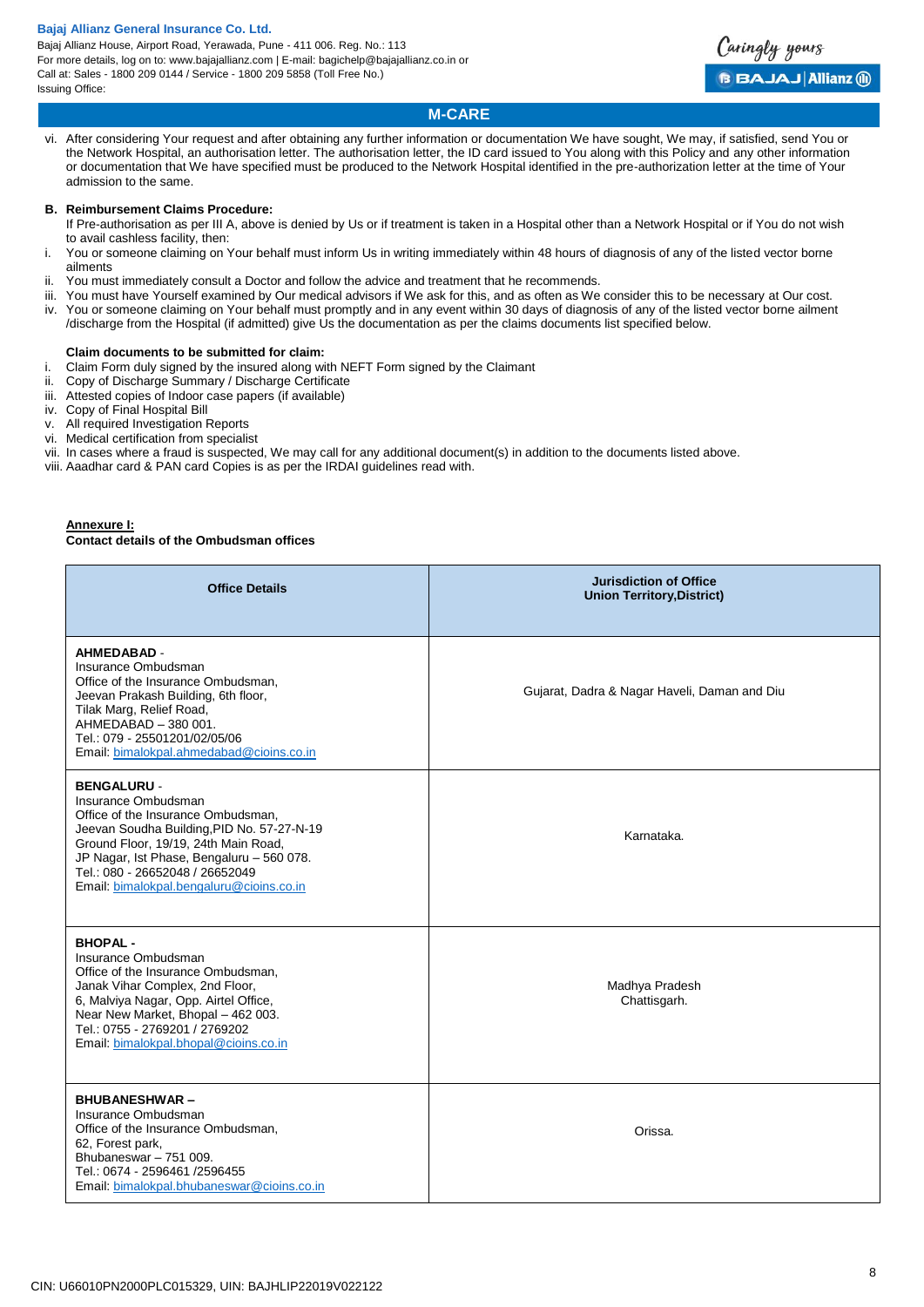vi. After considering Your request and after obtaining any further information or documentation We have sought, We may, if satisfied, send You or the Network Hospital, an authorisation letter. The authorisation letter, the ID card issued to You along with this Policy and any other information or documentation that We have specified must be produced to the Network Hospital identified in the pre-authorization letter at the time of Your admission to the same.

**B. Reimbursement Claims Procedure:**

If Pre-authorisation as per III A, above is denied by Us or if treatment is taken in a Hospital other than a Network Hospital or if You do not wish to avail cashless facility, then:

i. You or someone claiming on Your behalf must inform Us in writing immediately within 48 hours of diagnosis of any of the listed vector borne ailments
ii. You must immediately consult a Doctor and follow the advice and treatment that he recommends.
iii. You must have Yourself examined by Our medical advisors if We ask for this, and as often as We consider this to be necessary at Our cost.
iv. You or someone claiming on Your behalf must promptly and in any event within 30 days of diagnosis of any of the listed vector borne ailment /discharge from the Hospital (if admitted) give Us the documentation as per the claims documents list specified below.

**Claim documents to be submitted for claim:**

i. Claim Form duly signed by the insured along with NEFT Form signed by the Claimant
ii. Copy of Discharge Summary / Discharge Certificate
iii. Attested copies of Indoor case papers (if available)
iv. Copy of Final Hospital Bill
v. All required Investigation Reports
vi. Medical certification from specialist
vii. In cases where a fraud is suspected, We may call for any additional document(s) in addition to the documents listed above.
viii. Aaadhar card & PAN card Copies is as per the IRDAI guidelines read with.

**Annexure I:**

**Contact details of the Ombudsman offices**

| Office Details | Jurisdiction of Office Union Territory,District) |
|---|---|
| **AHMEDABAD** - Insurance Ombudsman Office of the Insurance Ombudsman, Jeevan Prakash Building, 6th floor, Tilak Marg, Relief Road, AHMEDABAD – 380 001. Tel.: 079 - 25501201/02/05/06 Email: bimalokpal.ahmedabad@cioins.co.in | Gujarat, Dadra & Nagar Haveli, Daman and Diu |
| **BENGALURU** - Insurance Ombudsman Office of the Insurance Ombudsman, Jeevan Soudha Building,PID No. 57-27-N-19 Ground Floor, 19/19, 24th Main Road, JP Nagar, Ist Phase, Bengaluru – 560 078. Tel.: 080 - 26652048 / 26652049 Email: bimalokpal.bengaluru@cioins.co.in | Karnataka. |
| **BHOPAL** - Insurance Ombudsman Office of the Insurance Ombudsman, Janak Vihar Complex, 2nd Floor, 6, Malviya Nagar, Opp. Airtel Office, Near New Market, Bhopal – 462 003. Tel.: 0755 - 2769201 / 2769202 Email: bimalokpal.bhopal@cioins.co.in | Madhya Pradesh Chattisgarh. |
| **BHUBANESHWAR** – Insurance Ombudsman Office of the Insurance Ombudsman, 62, Forest park, Bhubaneswar – 751 009. Tel.: 0674 - 2596461 /2596455 Email: bimalokpal.bhubaneswar@cioins.co.in | Orissa. |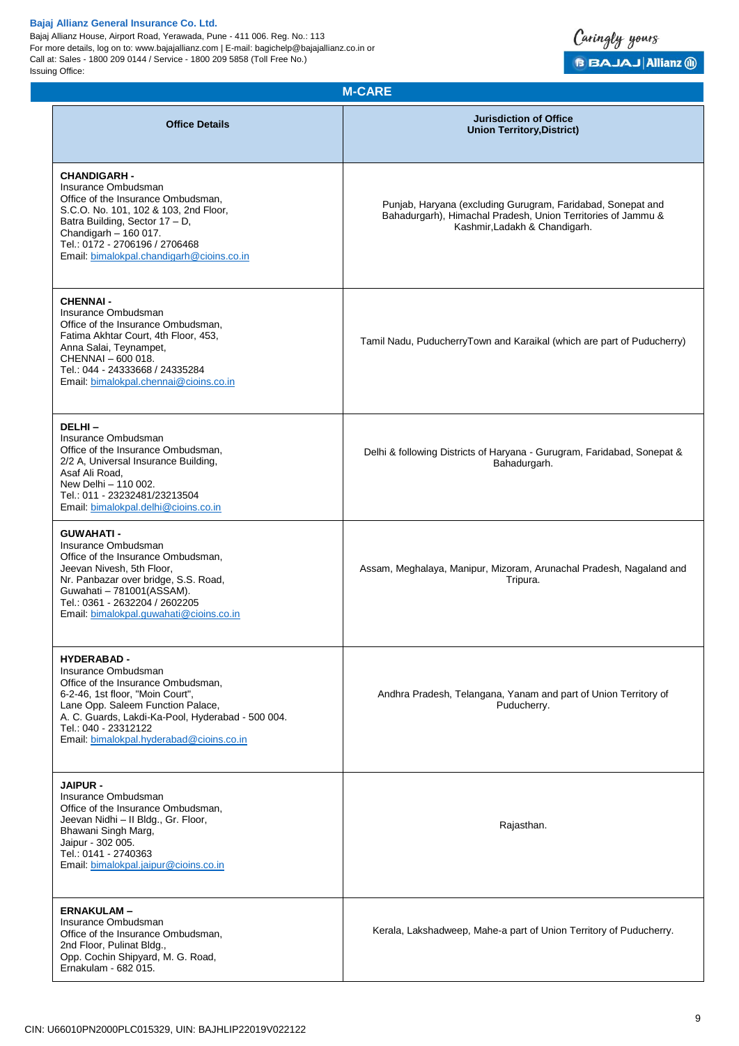## M-CARE

| Office Details | Jurisdiction of Office Union Territory,District) |
|---|---|
| **CHANDIGARH -** Insurance Ombudsman Office of the Insurance Ombudsman, S.C.O. No. 101, 102 & 103, 2nd Floor, Batra Building, Sector 17 – D, Chandigarh – 160 017. Tel.: 0172 - 2706196 / 2706468 Email: bimalokpal.chandigarh@cioins.co.in | Punjab, Haryana (excluding Gurugram, Faridabad, Sonepat and Bahadurgarh), Himachal Pradesh, Union Territories of Jammu & Kashmir,Ladakh & Chandigarh. |
| **CHENNAI -** Insurance Ombudsman Office of the Insurance Ombudsman, Fatima Akhtar Court, 4th Floor, 453, Anna Salai, Teynampet, CHENNAI – 600 018. Tel.: 044 - 24333668 / 24335284 Email: bimalokpal.chennai@cioins.co.in | Tamil Nadu, PuducherryTown and Karaikal (which are part of Puducherry) |
| **DELHI –** Insurance Ombudsman Office of the Insurance Ombudsman, 2/2 A, Universal Insurance Building, Asaf Ali Road, New Delhi – 110 002. Tel.: 011 - 23232481/23213504 Email: bimalokpal.delhi@cioins.co.in | Delhi & following Districts of Haryana - Gurugram, Faridabad, Sonepat & Bahadurgarh. |
| **GUWAHATI -** Insurance Ombudsman Office of the Insurance Ombudsman, Jeevan Nivesh, 5th Floor, Nr. Panbazar over bridge, S.S. Road, Guwahati – 781001(ASSAM). Tel.: 0361 - 2632204 / 2602205 Email: bimalokpal.guwahati@cioins.co.in | Assam, Meghalaya, Manipur, Mizoram, Arunachal Pradesh, Nagaland and Tripura. |
| **HYDERABAD -** Insurance Ombudsman Office of the Insurance Ombudsman, 6-2-46, 1st floor, "Moin Court", Lane Opp. Saleem Function Palace, A. C. Guards, Lakdi-Ka-Pool, Hyderabad - 500 004. Tel.: 040 - 23312122 Email: bimalokpal.hyderabad@cioins.co.in | Andhra Pradesh, Telangana, Yanam and part of Union Territory of Puducherry. |
| **JAIPUR -** Insurance Ombudsman Office of the Insurance Ombudsman, Jeevan Nidhi – II Bldg., Gr. Floor, Bhawani Singh Marg, Jaipur - 302 005. Tel.: 0141 - 2740363 Email: bimalokpal.jaipur@cioins.co.in | Rajasthan. |
| **ERNAKULAM –** Insurance Ombudsman Office of the Insurance Ombudsman, 2nd Floor, Pulinat Bldg., Opp. Cochin Shipyard, M. G. Road, Ernakulam - 682 015. | Kerala, Lakshadweep, Mahe-a part of Union Territory of Puducherry. |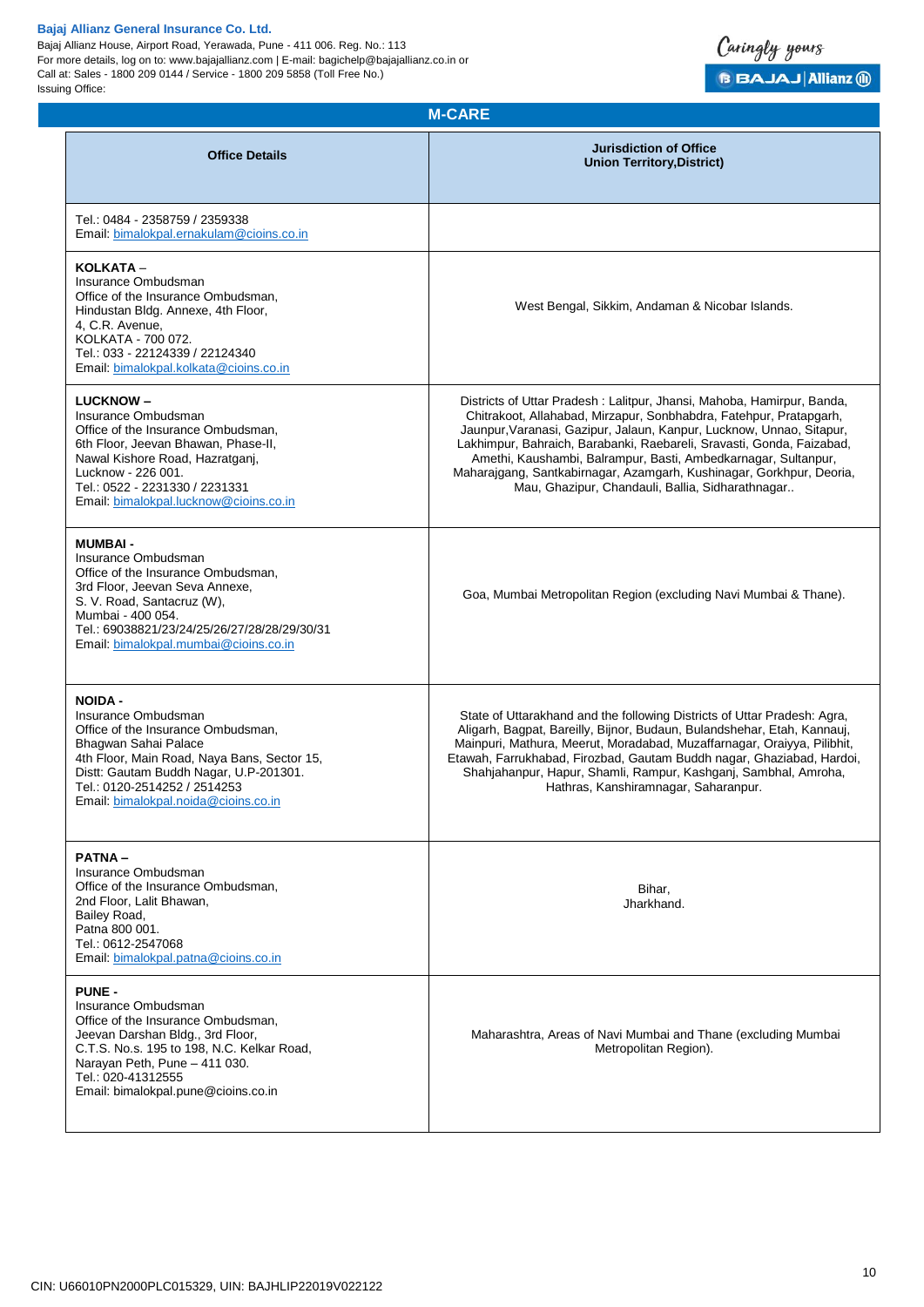## M-CARE

| Office Details | Jurisdiction of Office Union Territory,District) |
|---|---|
| Tel.: 0484 - 2358759 / 2359338<br>Email: bimalokpal.ernakulam@cioins.co.in | |
| **KOLKATA** –<br>Insurance Ombudsman<br>Office of the Insurance Ombudsman,<br>Hindustan Bldg. Annexe, 4th Floor,<br>4, C.R. Avenue,<br>KOLKATA - 700 072.<br>Tel.: 033 - 22124339 / 22124340<br>Email: bimalokpal.kolkata@cioins.co.in | West Bengal, Sikkim, Andaman & Nicobar Islands. |
| **LUCKNOW** –<br>Insurance Ombudsman<br>Office of the Insurance Ombudsman,<br>6th Floor, Jeevan Bhawan, Phase-II,<br>Nawal Kishore Road, Hazratganj,<br>Lucknow - 226 001.<br>Tel.: 0522 - 2231330 / 2231331<br>Email: bimalokpal.lucknow@cioins.co.in | Districts of Uttar Pradesh : Lalitpur, Jhansi, Mahoba, Hamirpur, Banda, Chitrakoot, Allahabad, Mirzapur, Sonbhabdra, Fatehpur, Pratapgarh, Jaunpur,Varanasi, Gazipur, Jalaun, Kanpur, Lucknow, Unnao, Sitapur, Lakhimpur, Bahraich, Barabanki, Raebareli, Sravasti, Gonda, Faizabad, Amethi, Kaushambi, Balrampur, Basti, Ambedkarnagar, Sultanpur, Maharajgang, Santkabirnagar, Azamgarh, Kushinagar, Gorkhpur, Deoria, Mau, Ghazipur, Chandauli, Ballia, Sidharathnagar.. |
| **MUMBAI** -<br>Insurance Ombudsman<br>Office of the Insurance Ombudsman,<br>3rd Floor, Jeevan Seva Annexe,<br>S. V. Road, Santacruz (W),<br>Mumbai - 400 054.<br>Tel.: 69038821/23/24/25/26/27/28/28/29/30/31<br>Email: bimalokpal.mumbai@cioins.co.in | Goa, Mumbai Metropolitan Region (excluding Navi Mumbai & Thane). |
| **NOIDA** -<br>Insurance Ombudsman<br>Office of the Insurance Ombudsman,<br>Bhagwan Sahai Palace<br>4th Floor, Main Road, Naya Bans, Sector 15,<br>Distt: Gautam Buddh Nagar, U.P-201301.<br>Tel.: 0120-2514252 / 2514253<br>Email: bimalokpal.noida@cioins.co.in | State of Uttarakhand and the following Districts of Uttar Pradesh: Agra, Aligarh, Bagpat, Bareilly, Bijnor, Budaun, Bulandshehar, Etah, Kannauj, Mainpuri, Mathura, Meerut, Moradabad, Muzaffarnagar, Oraiyya, Pilibhit, Etawah, Farrukhabad, Firozbad, Gautam Buddh nagar, Ghaziabad, Hardoi, Shahjahanpur, Hapur, Shamli, Rampur, Kashganj, Sambhal, Amroha, Hathras, Kanshiramnagar, Saharanpur. |
| **PATNA** –<br>Insurance Ombudsman<br>Office of the Insurance Ombudsman,<br>2nd Floor, Lalit Bhawan,<br>Bailey Road,<br>Patna 800 001.<br>Tel.: 0612-2547068<br>Email: bimalokpal.patna@cioins.co.in | Bihar,<br>Jharkhand. |
| **PUNE** -<br>Insurance Ombudsman<br>Office of the Insurance Ombudsman,<br>Jeevan Darshan Bldg., 3rd Floor,<br>C.T.S. No.s. 195 to 198, N.C. Kelkar Road,<br>Narayan Peth, Pune – 411 030.<br>Tel.: 020-41312555<br>Email: bimalokpal.pune@cioins.co.in | Maharashtra, Areas of Navi Mumbai and Thane (excluding Mumbai Metropolitan Region). |